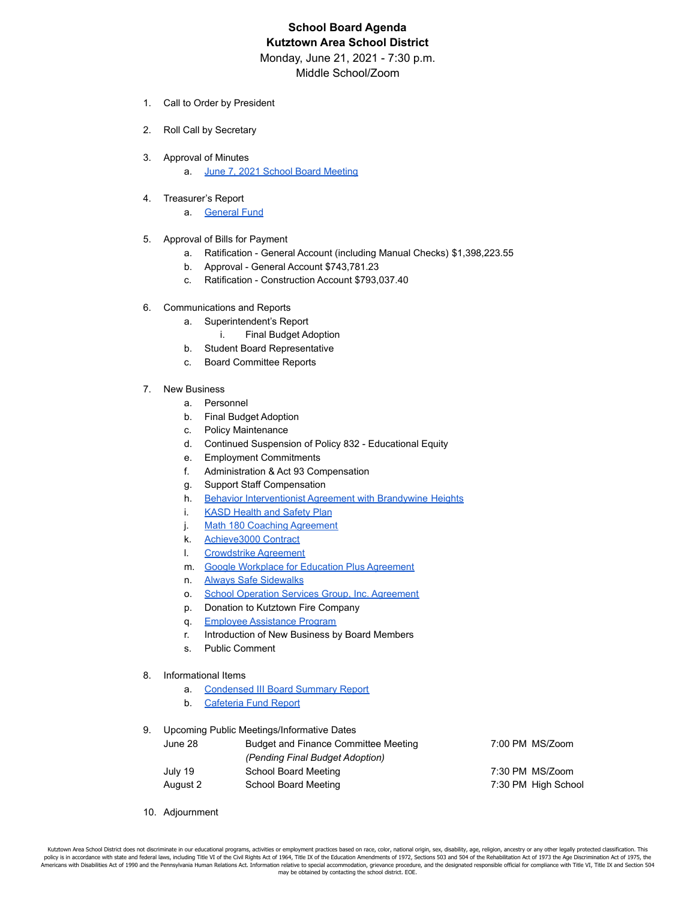# School Board Agenda
# Kutztown Area School District

Monday, June 21, 2021 - 7:30 p.m.
Middle School/Zoom

1. Call to Order by President

2. Roll Call by Secretary

3. Approval of Minutes
    a. June 7, 2021 School Board Meeting

4. Treasurer's Report
    a. General Fund

5. Approval of Bills for Payment
    a. Ratification - General Account (including Manual Checks) $1,398,223.55
    b. Approval - General Account $743,781.23
    c. Ratification - Construction Account $793,037.40

6. Communications and Reports
    a. Superintendent's Report
        i. Final Budget Adoption
    b. Student Board Representative
    c. Board Committee Reports

7. New Business
    a. Personnel
    b. Final Budget Adoption
    c. Policy Maintenance
    d. Continued Suspension of Policy 832 - Educational Equity
    e. Employment Commitments
    f. Administration & Act 93 Compensation
    g. Support Staff Compensation
    h. Behavior Interventionist Agreement with Brandywine Heights
    i. KASD Health and Safety Plan
    j. Math 180 Coaching Agreement
    k. Achieve3000 Contract
    l. Crowdstrike Agreement
    m. Google Workplace for Education Plus Agreement
    n. Always Safe Sidewalks
    o. School Operation Services Group, Inc. Agreement
    p. Donation to Kutztown Fire Company
    q. Employee Assistance Program
    r. Introduction of New Business by Board Members
    s. Public Comment

8. Informational Items
    a. Condensed III Board Summary Report
    b. Cafeteria Fund Report

9. Upcoming Public Meetings/Informative Dates

| | | |
|---|---|---|
| June 28 | Budget and Finance Committee Meeting *(Pending Final Budget Adoption)* | 7:00 PM MS/Zoom |
| July 19 | School Board Meeting | 7:30 PM MS/Zoom |
| August 2 | School Board Meeting | 7:30 PM High School |

10. Adjournment

Kutztown Area School District does not discriminate in our educational programs, activities or employment practices based on race, color, national origin, sex, disability, age, religion, ancestry or any other legally protected classification. This policy is in accordance with state and federal laws, including Title VI of the Civil Rights Act of 1964, Title IX of the Education Amendments of 1972, Sections 503 and 504 of the Rehabilitation Act of 1973 the Age Discrimination Act of 1975, the Americans with Disabilities Act of 1990 and the Pennsylvania Human Relations Act. Information relative to special accommodation, grievance procedure, and the designated responsible official for compliance with Title VI, Title IX and Section 504 may be obtained by contacting the school district. EOE.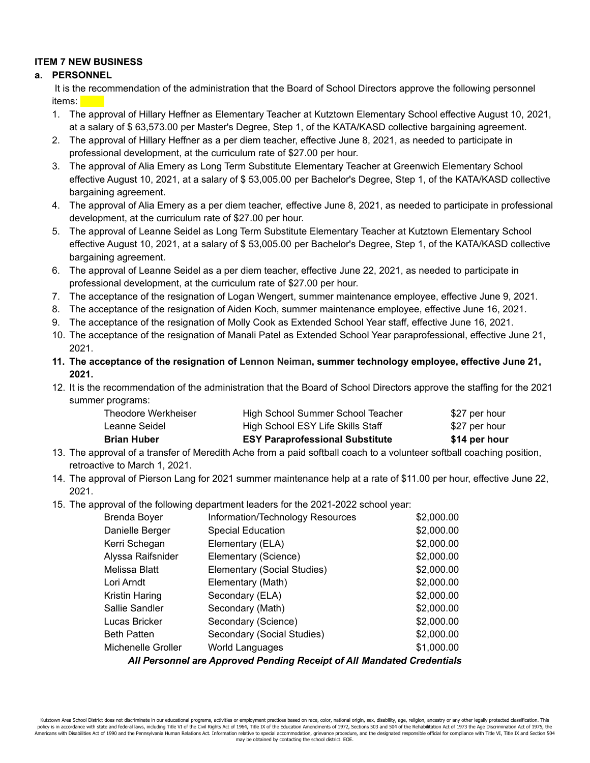**ITEM 7 NEW BUSINESS**

**a. PERSONNEL**

It is the recommendation of the administration that the Board of School Directors approve the following personnel items:

1. The approval of Hillary Heffner as Elementary Teacher at Kutztown Elementary School effective August 10, 2021, at a salary of $ 63,573.00 per Master's Degree, Step 1, of the KATA/KASD collective bargaining agreement.
2. The approval of Hillary Heffner as a per diem teacher, effective June 8, 2021, as needed to participate in professional development, at the curriculum rate of $27.00 per hour.
3. The approval of Alia Emery as Long Term Substitute Elementary Teacher at Greenwich Elementary School effective August 10, 2021, at a salary of $ 53,005.00 per Bachelor's Degree, Step 1, of the KATA/KASD collective bargaining agreement.
4. The approval of Alia Emery as a per diem teacher, effective June 8, 2021, as needed to participate in professional development, at the curriculum rate of $27.00 per hour.
5. The approval of Leanne Seidel as Long Term Substitute Elementary Teacher at Kutztown Elementary School effective August 10, 2021, at a salary of $ 53,005.00 per Bachelor's Degree, Step 1, of the KATA/KASD collective bargaining agreement.
6. The approval of Leanne Seidel as a per diem teacher, effective June 22, 2021, as needed to participate in professional development, at the curriculum rate of $27.00 per hour.
7. The acceptance of the resignation of Logan Wengert, summer maintenance employee, effective June 9, 2021.
8. The acceptance of the resignation of Aiden Koch, summer maintenance employee, effective June 16, 2021.
9. The acceptance of the resignation of Molly Cook as Extended School Year staff, effective June 16, 2021.
10. The acceptance of the resignation of Manali Patel as Extended School Year paraprofessional, effective June 21, 2021.
11. **The acceptance of the resignation of Lennon Neiman, summer technology employee, effective June 21, 2021.**
12. It is the recommendation of the administration that the Board of School Directors approve the staffing for the 2021 summer programs:

| | | |
|---|---|---|
| Theodore Werkheiser | High School Summer School Teacher | $27 per hour |
| Leanne Seidel | High School ESY Life Skills Staff | $27 per hour |
| **Brian Huber** | **ESY Paraprofessional Substitute** | **$14 per hour** |

13. The approval of a transfer of Meredith Ache from a paid softball coach to a volunteer softball coaching position, retroactive to March 1, 2021.
14. The approval of Pierson Lang for 2021 summer maintenance help at a rate of $11.00 per hour, effective June 22, 2021.
15. The approval of the following department leaders for the 2021-2022 school year:

| | | |
|---|---|---|
| Brenda Boyer | Information/Technology Resources | $2,000.00 |
| Danielle Berger | Special Education | $2,000.00 |
| Kerri Schegan | Elementary (ELA) | $2,000.00 |
| Alyssa Raifsnider | Elementary (Science) | $2,000.00 |
| Melissa Blatt | Elementary (Social Studies) | $2,000.00 |
| Lori Arndt | Elementary (Math) | $2,000.00 |
| Kristin Haring | Secondary (ELA) | $2,000.00 |
| Sallie Sandler | Secondary (Math) | $2,000.00 |
| Lucas Bricker | Secondary (Science) | $2,000.00 |
| Beth Patten | Secondary (Social Studies) | $2,000.00 |
| Michenelle Groller | World Languages | $1,000.00 |

***All Personnel are Approved Pending Receipt of All Mandated Credentials***

Kutztown Area School District does not discriminate in our educational programs, activities or employment practices based on race, color, national origin, sex, disability, age, religion, ancestry or any other legally protected classification. This policy is in accordance with state and federal laws, including Title VI of the Civil Rights Act of 1964, Title IX of the Education Amendments of 1972, Sections 503 and 504 of the Rehabilitation Act of 1973 the Age Discrimination Act of 1975, the Americans with Disabilities Act of 1990 and the Pennsylvania Human Relations Act. Information relative to special accommodation, grievance procedure, and the designated responsible official for compliance with Title VI, Title IX and Section 504 may be obtained by contacting the school district. EOE.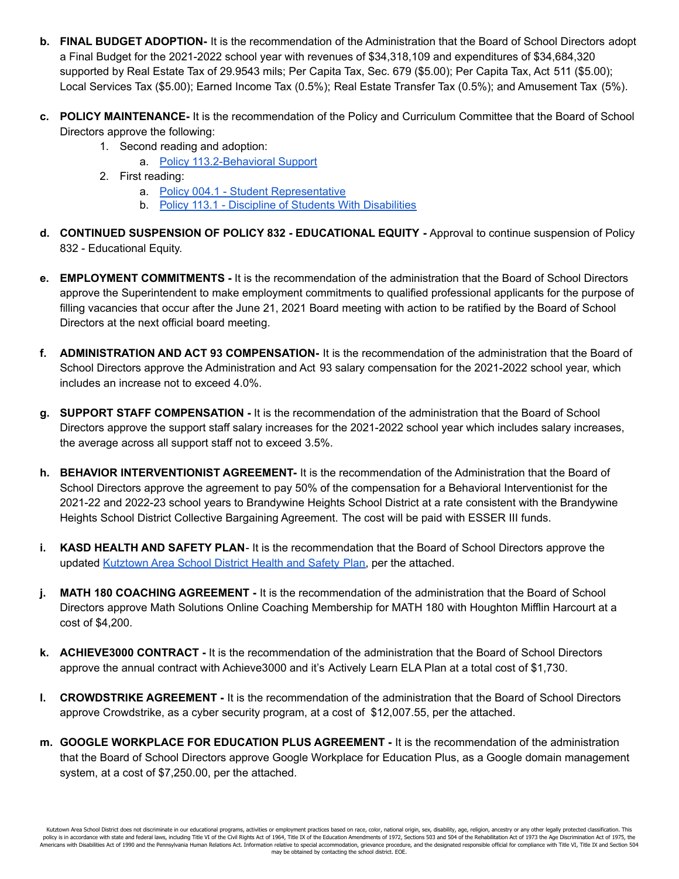b. **FINAL BUDGET ADOPTION-** It is the recommendation of the Administration that the Board of School Directors adopt a Final Budget for the 2021-2022 school year with revenues of $34,318,109 and expenditures of $34,684,320 supported by Real Estate Tax of 29.9543 mils; Per Capita Tax, Sec. 679 ($5.00); Per Capita Tax, Act 511 ($5.00); Local Services Tax ($5.00); Earned Income Tax (0.5%); Real Estate Transfer Tax (0.5%); and Amusement Tax (5%).

c. **POLICY MAINTENANCE-** It is the recommendation of the Policy and Curriculum Committee that the Board of School Directors approve the following:
   1. Second reading and adoption:
      a. Policy 113.2-Behavioral Support
   2. First reading:
      a. Policy 004.1 - Student Representative
      b. Policy 113.1 - Discipline of Students With Disabilities

d. **CONTINUED SUSPENSION OF POLICY 832 - EDUCATIONAL EQUITY -** Approval to continue suspension of Policy 832 - Educational Equity.

e. **EMPLOYMENT COMMITMENTS -** It is the recommendation of the administration that the Board of School Directors approve the Superintendent to make employment commitments to qualified professional applicants for the purpose of filling vacancies that occur after the June 21, 2021 Board meeting with action to be ratified by the Board of School Directors at the next official board meeting.

f. **ADMINISTRATION AND ACT 93 COMPENSATION-** It is the recommendation of the administration that the Board of School Directors approve the Administration and Act 93 salary compensation for the 2021-2022 school year, which includes an increase not to exceed 4.0%.

g. **SUPPORT STAFF COMPENSATION -** It is the recommendation of the administration that the Board of School Directors approve the support staff salary increases for the 2021-2022 school year which includes salary increases, the average across all support staff not to exceed 3.5%.

h. **BEHAVIOR INTERVENTIONIST AGREEMENT-** It is the recommendation of the Administration that the Board of School Directors approve the agreement to pay 50% of the compensation for a Behavioral Interventionist for the 2021-22 and 2022-23 school years to Brandywine Heights School District at a rate consistent with the Brandywine Heights School District Collective Bargaining Agreement. The cost will be paid with ESSER III funds.

i. **KASD HEALTH AND SAFETY PLAN**- It is the recommendation that the Board of School Directors approve the updated Kutztown Area School District Health and Safety Plan, per the attached.

j. **MATH 180 COACHING AGREEMENT -** It is the recommendation of the administration that the Board of School Directors approve Math Solutions Online Coaching Membership for MATH 180 with Houghton Mifflin Harcourt at a cost of $4,200.

k. **ACHIEVE3000 CONTRACT -** It is the recommendation of the administration that the Board of School Directors approve the annual contract with Achieve3000 and it's Actively Learn ELA Plan at a total cost of $1,730.

l. **CROWDSTRIKE AGREEMENT -** It is the recommendation of the administration that the Board of School Directors approve Crowdstrike, as a cyber security program, at a cost of $12,007.55, per the attached.

m. **GOOGLE WORKPLACE FOR EDUCATION PLUS AGREEMENT -** It is the recommendation of the administration that the Board of School Directors approve Google Workplace for Education Plus, as a Google domain management system, at a cost of $7,250.00, per the attached.

Kutztown Area School District does not discriminate in our educational programs, activities or employment practices based on race, color, national origin, sex, disability, age, religion, ancestry or any other legally protected classification. This policy is in accordance with state and federal laws, including Title VI of the Civil Rights Act of 1964, Title IX of the Education Amendments of 1972, Sections 503 and 504 of the Rehabilitation Act of 1973 the Age Discrimination Act of 1975, the Americans with Disabilities Act of 1990 and the Pennsylvania Human Relations Act. Information relative to special accommodation, grievance procedure, and the designated responsible official for compliance with Title VI, Title IX and Section 504 may be obtained by contacting the school district. EOE.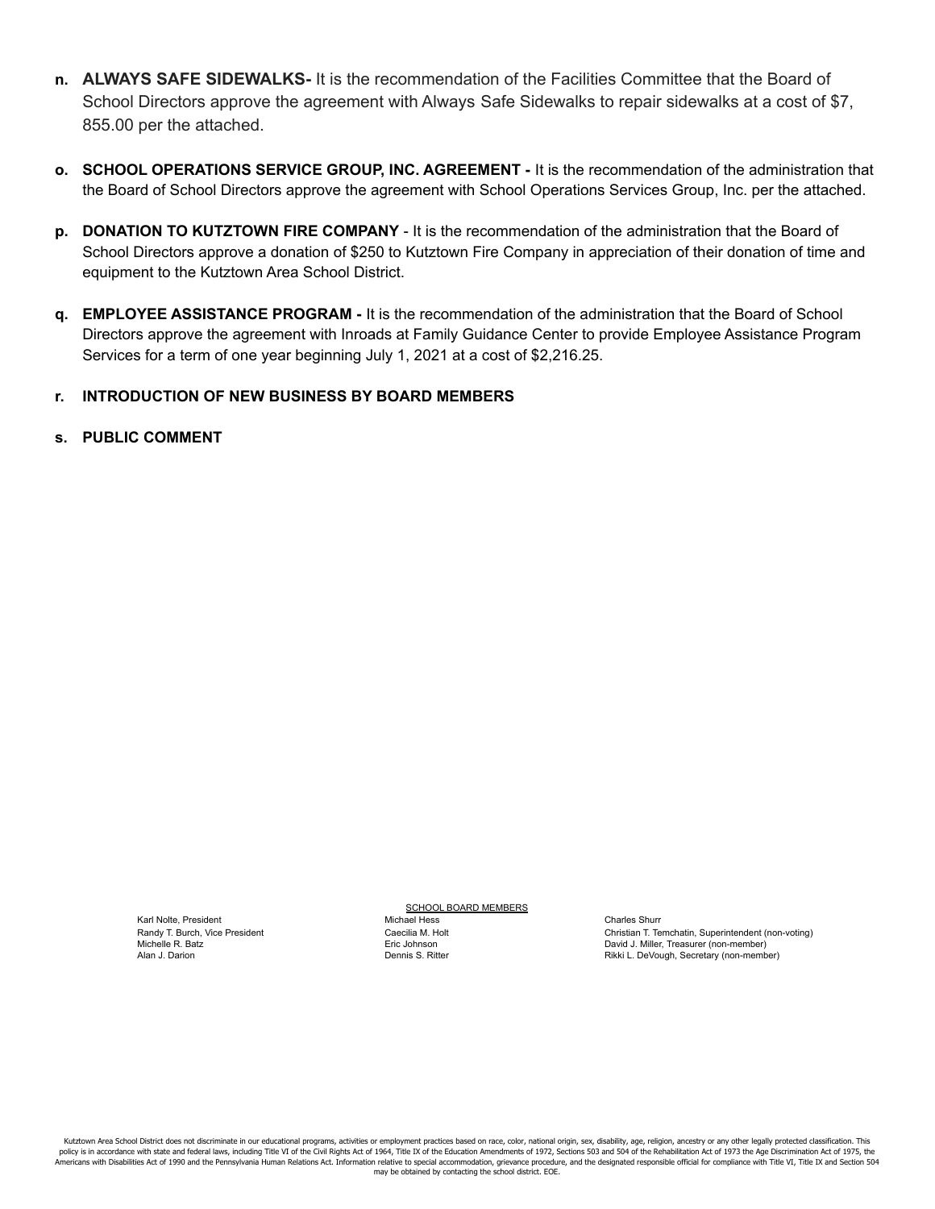n. **ALWAYS SAFE SIDEWALKS-** It is the recommendation of the Facilities Committee that the Board of School Directors approve the agreement with Always Safe Sidewalks to repair sidewalks at a cost of $7, 855.00 per the attached.

o. **SCHOOL OPERATIONS SERVICE GROUP, INC. AGREEMENT -** It is the recommendation of the administration that the Board of School Directors approve the agreement with School Operations Services Group, Inc. per the attached.

p. **DONATION TO KUTZTOWN FIRE COMPANY** - It is the recommendation of the administration that the Board of School Directors approve a donation of $250 to Kutztown Fire Company in appreciation of their donation of time and equipment to the Kutztown Area School District.

q. **EMPLOYEE ASSISTANCE PROGRAM -** It is the recommendation of the administration that the Board of School Directors approve the agreement with Inroads at Family Guidance Center to provide Employee Assistance Program Services for a term of one year beginning July 1, 2021 at a cost of $2,216.25.

r. **INTRODUCTION OF NEW BUSINESS BY BOARD MEMBERS**

s. **PUBLIC COMMENT**

SCHOOL BOARD MEMBERS

Karl Nolte, President
Randy T. Burch, Vice President
Michelle R. Batz
Alan J. Darion
Michael Hess
Caecilia M. Holt
Eric Johnson
Dennis S. Ritter
Charles Shurr
Christian T. Temchatin, Superintendent (non-voting)
David J. Miller, Treasurer (non-member)
Rikki L. DeVough, Secretary (non-member)

Kutztown Area School District does not discriminate in our educational programs, activities or employment practices based on race, color, national origin, sex, disability, age, religion, ancestry or any other legally protected classification. This policy is in accordance with state and federal laws, including Title VI of the Civil Rights Act of 1964, Title IX of the Education Amendments of 1972, Sections 503 and 504 of the Rehabilitation Act of 1973 the Age Discrimination Act of 1975, the Americans with Disabilities Act of 1990 and the Pennsylvania Human Relations Act. Information relative to special accommodation, grievance procedure, and the designated responsible official for compliance with Title VI, Title IX and Section 504 may be obtained by contacting the school district. EOE.